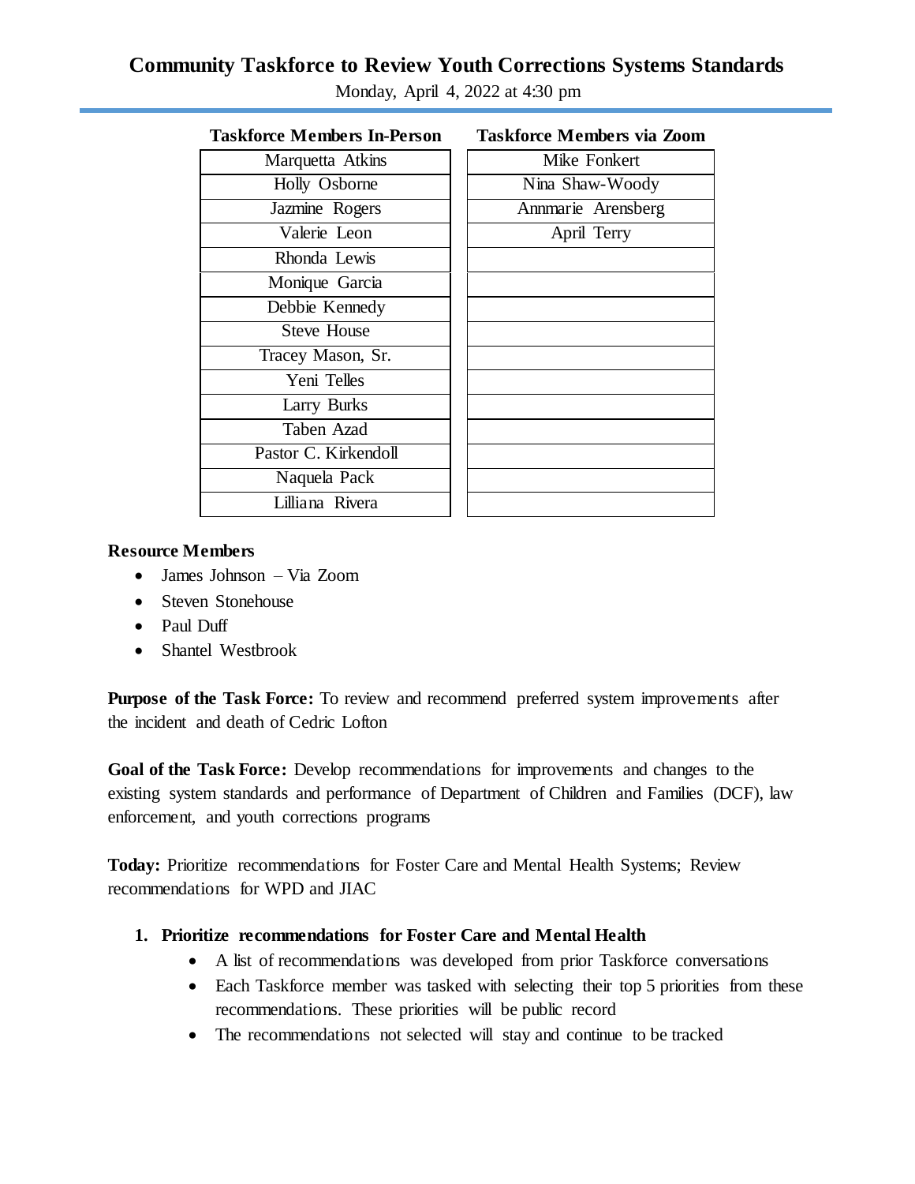# Community Taskforce to Review Youth Corrections Systems Standards

Monday, April 4, 2022 at 4:30 pm

| Taskforce Members In-Person | Taskforce Members via Zoom |
|---|---|
| Marquetta Atkins | Mike Fonkert |
| Holly Osborne | Nina Shaw-Woody |
| Jazmine Rogers | Annmarie Arensberg |
| Valerie Leon | April Terry |
| Rhonda Lewis | |
| Monique Garcia | |
| Debbie Kennedy | |
| Steve House | |
| Tracey Mason, Sr. | |
| Yeni Telles | |
| Larry Burks | |
| Taben Azad | |
| Pastor C. Kirkendoll | |
| Naquela Pack | |
| Lilliana Rivera | |

**Resource Members**

- James Johnson – Via Zoom
- Steven Stonehouse
- Paul Duff
- Shantel Westbrook

**Purpose of the Task Force:** To review and recommend preferred system improvements after the incident and death of Cedric Lofton

**Goal of the Task Force:** Develop recommendations for improvements and changes to the existing system standards and performance of Department of Children and Families (DCF), law enforcement, and youth corrections programs

**Today:** Prioritize recommendations for Foster Care and Mental Health Systems; Review recommendations for WPD and JIAC

1. **Prioritize recommendations for Foster Care and Mental Health**
   - A list of recommendations was developed from prior Taskforce conversations
   - Each Taskforce member was tasked with selecting their top 5 priorities from these recommendations. These priorities will be public record
   - The recommendations not selected will stay and continue to be tracked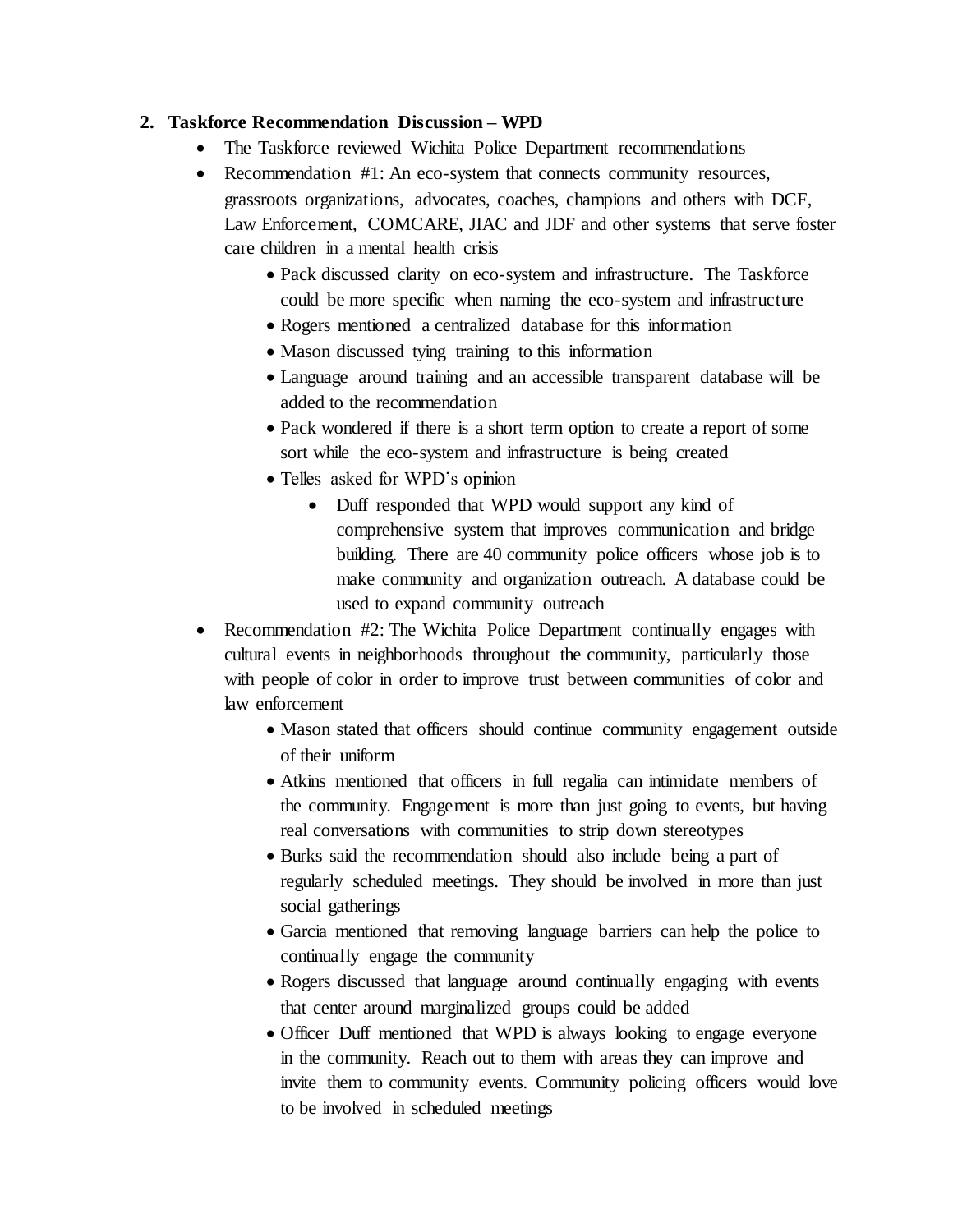2. **Taskforce Recommendation Discussion – WPD**
    - The Taskforce reviewed Wichita Police Department recommendations
    - Recommendation #1: An eco-system that connects community resources, grassroots organizations, advocates, coaches, champions and others with DCF, Law Enforcement, COMCARE, JIAC and JDF and other systems that serve foster care children in a mental health crisis
        - Pack discussed clarity on eco-system and infrastructure. The Taskforce could be more specific when naming the eco-system and infrastructure
        - Rogers mentioned a centralized database for this information
        - Mason discussed tying training to this information
        - Language around training and an accessible transparent database will be added to the recommendation
        - Pack wondered if there is a short term option to create a report of some sort while the eco-system and infrastructure is being created
        - Telles asked for WPD's opinion
            - Duff responded that WPD would support any kind of comprehensive system that improves communication and bridge building. There are 40 community police officers whose job is to make community and organization outreach. A database could be used to expand community outreach
    - Recommendation #2: The Wichita Police Department continually engages with cultural events in neighborhoods throughout the community, particularly those with people of color in order to improve trust between communities of color and law enforcement
        - Mason stated that officers should continue community engagement outside of their uniform
        - Atkins mentioned that officers in full regalia can intimidate members of the community. Engagement is more than just going to events, but having real conversations with communities to strip down stereotypes
        - Burks said the recommendation should also include being a part of regularly scheduled meetings. They should be involved in more than just social gatherings
        - Garcia mentioned that removing language barriers can help the police to continually engage the community
        - Rogers discussed that language around continually engaging with events that center around marginalized groups could be added
        - Officer Duff mentioned that WPD is always looking to engage everyone in the community. Reach out to them with areas they can improve and invite them to community events. Community policing officers would love to be involved in scheduled meetings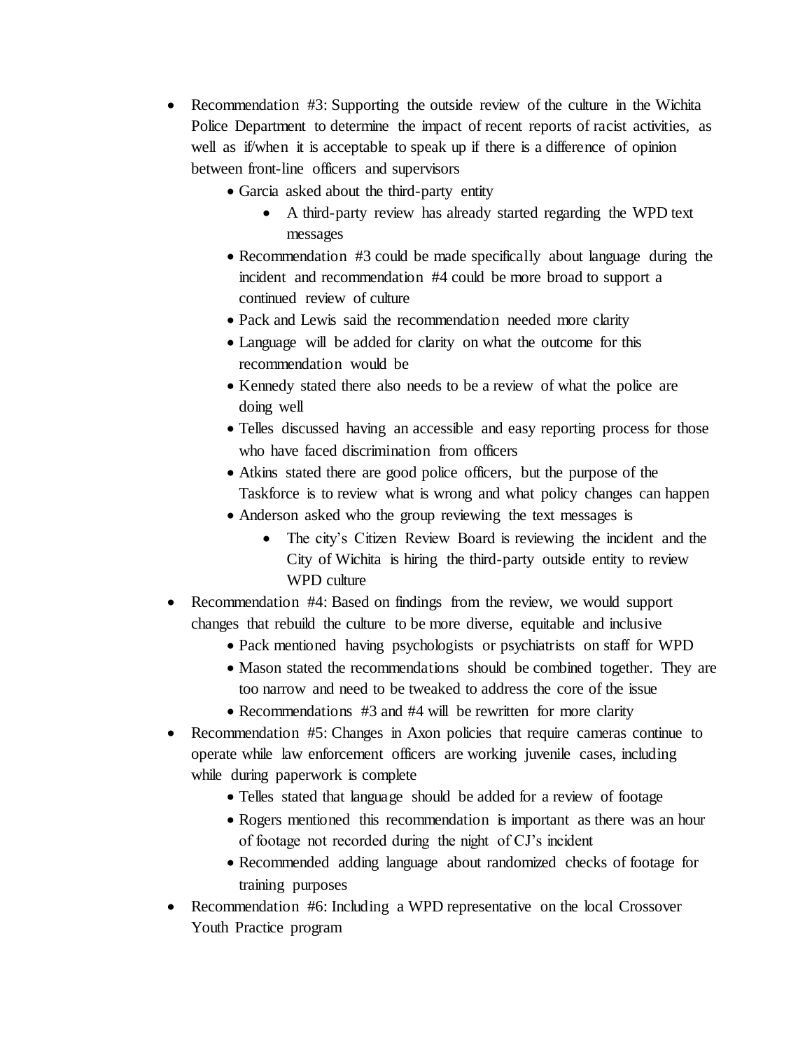- Recommendation #3: Supporting the outside review of the culture in the Wichita Police Department to determine the impact of recent reports of racist activities, as well as if/when it is acceptable to speak up if there is a difference of opinion between front-line officers and supervisors
    - Garcia asked about the third-party entity
        - A third-party review has already started regarding the WPD text messages
    - Recommendation #3 could be made specifically about language during the incident and recommendation #4 could be more broad to support a continued review of culture
    - Pack and Lewis said the recommendation needed more clarity
    - Language will be added for clarity on what the outcome for this recommendation would be
    - Kennedy stated there also needs to be a review of what the police are doing well
    - Telles discussed having an accessible and easy reporting process for those who have faced discrimination from officers
    - Atkins stated there are good police officers, but the purpose of the Taskforce is to review what is wrong and what policy changes can happen
    - Anderson asked who the group reviewing the text messages is
        - The city's Citizen Review Board is reviewing the incident and the City of Wichita is hiring the third-party outside entity to review WPD culture
- Recommendation #4: Based on findings from the review, we would support changes that rebuild the culture to be more diverse, equitable and inclusive
    - Pack mentioned having psychologists or psychiatrists on staff for WPD
    - Mason stated the recommendations should be combined together. They are too narrow and need to be tweaked to address the core of the issue
    - Recommendations #3 and #4 will be rewritten for more clarity
- Recommendation #5: Changes in Axon policies that require cameras continue to operate while law enforcement officers are working juvenile cases, including while during paperwork is complete
    - Telles stated that language should be added for a review of footage
    - Rogers mentioned this recommendation is important as there was an hour of footage not recorded during the night of CJ's incident
    - Recommended adding language about randomized checks of footage for training purposes
- Recommendation #6: Including a WPD representative on the local Crossover Youth Practice program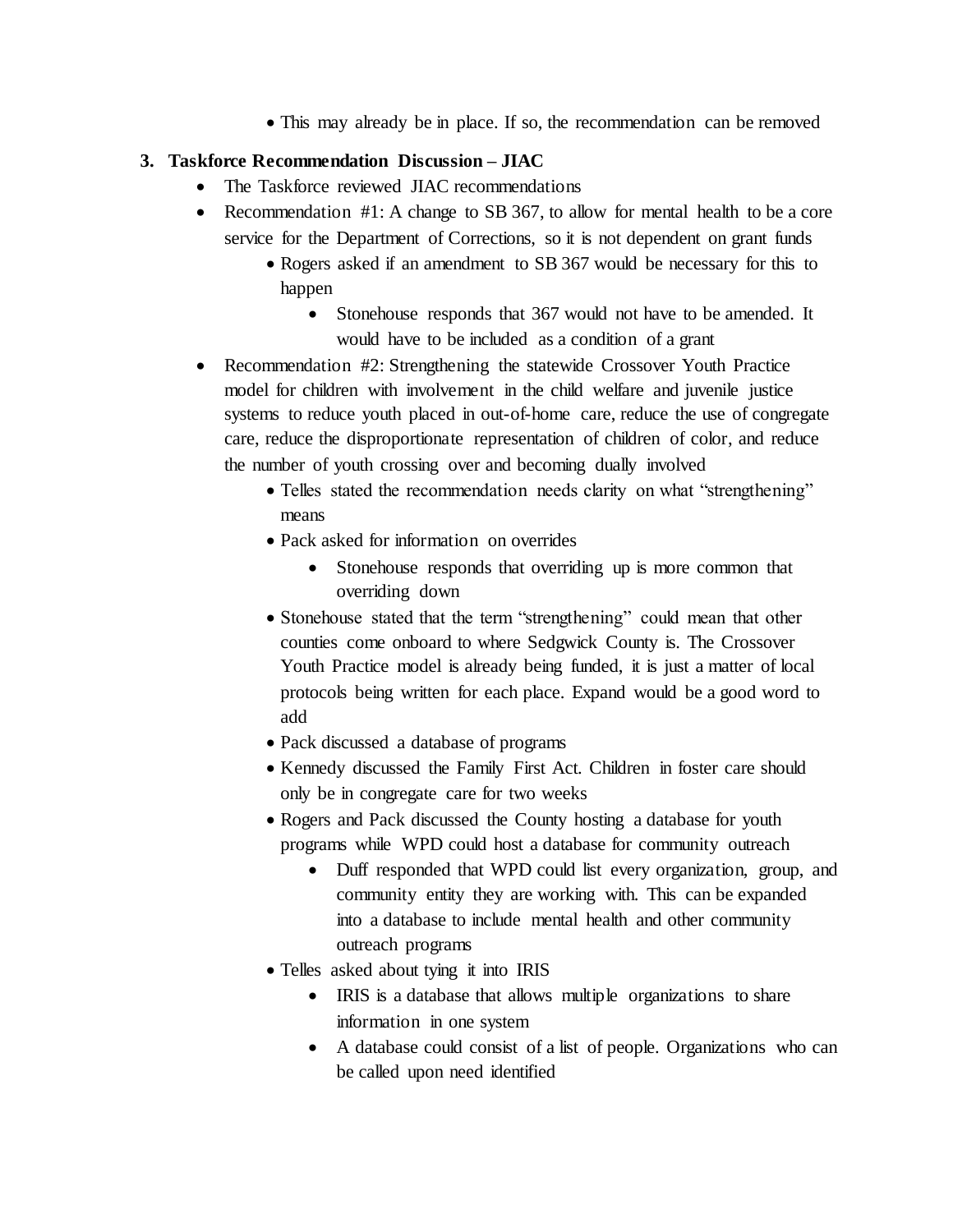- This may already be in place. If so, the recommendation can be removed

3. **Taskforce Recommendation Discussion – JIAC**
   - The Taskforce reviewed JIAC recommendations
   - Recommendation #1: A change to SB 367, to allow for mental health to be a core service for the Department of Corrections, so it is not dependent on grant funds
     - Rogers asked if an amendment to SB 367 would be necessary for this to happen
       - Stonehouse responds that 367 would not have to be amended. It would have to be included as a condition of a grant
   - Recommendation #2: Strengthening the statewide Crossover Youth Practice model for children with involvement in the child welfare and juvenile justice systems to reduce youth placed in out-of-home care, reduce the use of congregate care, reduce the disproportionate representation of children of color, and reduce the number of youth crossing over and becoming dually involved
     - Telles stated the recommendation needs clarity on what "strengthening" means
     - Pack asked for information on overrides
       - Stonehouse responds that overriding up is more common that overriding down
     - Stonehouse stated that the term "strengthening" could mean that other counties come onboard to where Sedgwick County is. The Crossover Youth Practice model is already being funded, it is just a matter of local protocols being written for each place. Expand would be a good word to add
     - Pack discussed a database of programs
     - Kennedy discussed the Family First Act. Children in foster care should only be in congregate care for two weeks
     - Rogers and Pack discussed the County hosting a database for youth programs while WPD could host a database for community outreach
       - Duff responded that WPD could list every organization, group, and community entity they are working with. This can be expanded into a database to include mental health and other community outreach programs
     - Telles asked about tying it into IRIS
       - IRIS is a database that allows multiple organizations to share information in one system
       - A database could consist of a list of people. Organizations who can be called upon need identified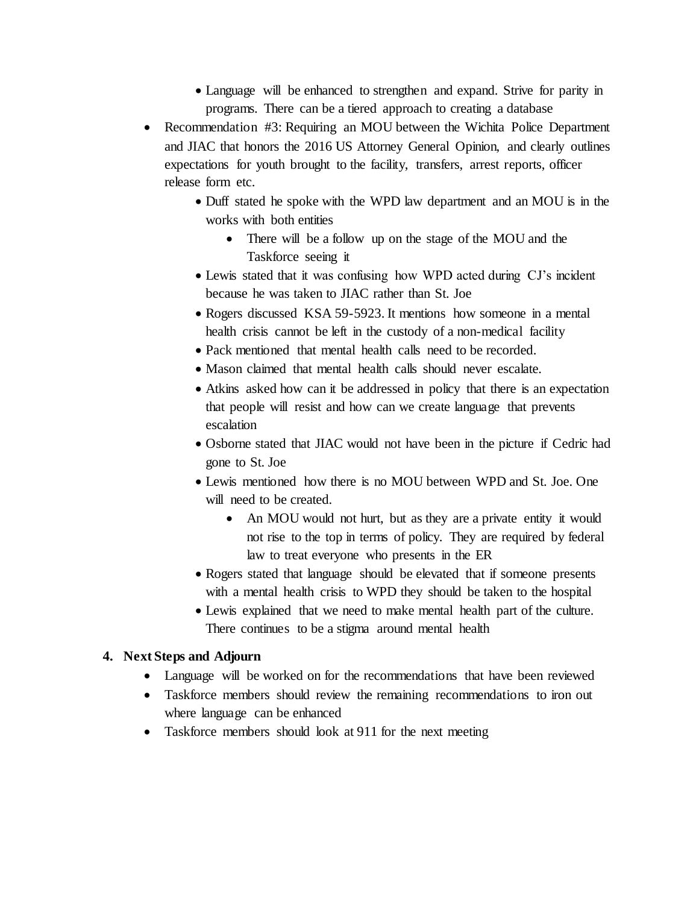- Language will be enhanced to strengthen and expand. Strive for parity in programs. There can be a tiered approach to creating a database
- Recommendation #3: Requiring an MOU between the Wichita Police Department and JIAC that honors the 2016 US Attorney General Opinion, and clearly outlines expectations for youth brought to the facility, transfers, arrest reports, officer release form etc.
  - Duff stated he spoke with the WPD law department and an MOU is in the works with both entities
    - There will be a follow up on the stage of the MOU and the Taskforce seeing it
  - Lewis stated that it was confusing how WPD acted during CJ's incident because he was taken to JIAC rather than St. Joe
  - Rogers discussed KSA 59-5923. It mentions how someone in a mental health crisis cannot be left in the custody of a non-medical facility
  - Pack mentioned that mental health calls need to be recorded.
  - Mason claimed that mental health calls should never escalate.
  - Atkins asked how can it be addressed in policy that there is an expectation that people will resist and how can we create language that prevents escalation
  - Osborne stated that JIAC would not have been in the picture if Cedric had gone to St. Joe
  - Lewis mentioned how there is no MOU between WPD and St. Joe. One will need to be created.
    - An MOU would not hurt, but as they are a private entity it would not rise to the top in terms of policy. They are required by federal law to treat everyone who presents in the ER
  - Rogers stated that language should be elevated that if someone presents with a mental health crisis to WPD they should be taken to the hospital
  - Lewis explained that we need to make mental health part of the culture. There continues to be a stigma around mental health

**4. Next Steps and Adjourn**

- Language will be worked on for the recommendations that have been reviewed
- Taskforce members should review the remaining recommendations to iron out where language can be enhanced
- Taskforce members should look at 911 for the next meeting